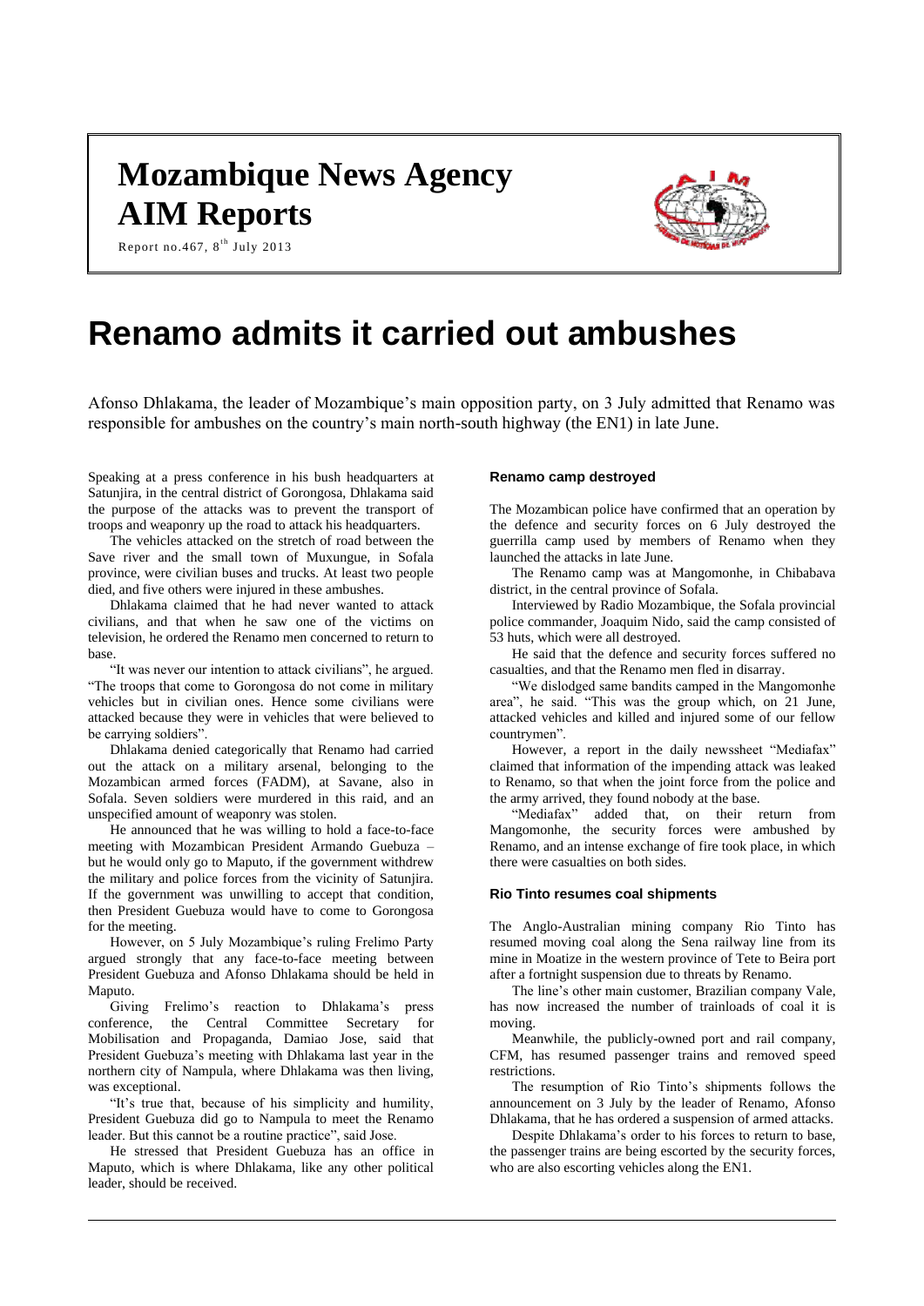# Mozambique News Agency AIM Reports

Report no.467, 8th July 2013

# Renamo admits it carried out ambushes

Afonso Dhlakama, the leader of Mozambique's main opposition party, on 3 July admitted that Renamo was responsible for ambushes on the country's main north-south highway (the EN1) in late June.

Speaking at a press conference in his bush headquarters at Satunjira, in the central district of Gorongosa, Dhlakama said the purpose of the attacks was to prevent the transport of troops and weaponry up the road to attack his headquarters.

The vehicles attacked on the stretch of road between the Save river and the small town of Muxungue, in Sofala province, were civilian buses and trucks. At least two people died, and five others were injured in these ambushes.

Dhlakama claimed that he had never wanted to attack civilians, and that when he saw one of the victims on television, he ordered the Renamo men concerned to return to base.

"It was never our intention to attack civilians", he argued. "The troops that come to Gorongosa do not come in military vehicles but in civilian ones. Hence some civilians were attacked because they were in vehicles that were believed to be carrying soldiers".

Dhlakama denied categorically that Renamo had carried out the attack on a military arsenal, belonging to the Mozambican armed forces (FADM), at Savane, also in Sofala. Seven soldiers were murdered in this raid, and an unspecified amount of weaponry was stolen.

He announced that he was willing to hold a face-to-face meeting with Mozambican President Armando Guebuza – but he would only go to Maputo, if the government withdrew the military and police forces from the vicinity of Satunjira. If the government was unwilling to accept that condition, then President Guebuza would have to come to Gorongosa for the meeting.

However, on 5 July Mozambique's ruling Frelimo Party argued strongly that any face-to-face meeting between President Guebuza and Afonso Dhlakama should be held in Maputo.

Giving Frelimo's reaction to Dhlakama's press conference, the Central Committee Secretary for Mobilisation and Propaganda, Damiao Jose, said that President Guebuza's meeting with Dhlakama last year in the northern city of Nampula, where Dhlakama was then living, was exceptional.

"It's true that, because of his simplicity and humility, President Guebuza did go to Nampula to meet the Renamo leader. But this cannot be a routine practice", said Jose.

He stressed that President Guebuza has an office in Maputo, which is where Dhlakama, like any other political leader, should be received.

### Renamo camp destroyed

The Mozambican police have confirmed that an operation by the defence and security forces on 6 July destroyed the guerrilla camp used by members of Renamo when they launched the attacks in late June.

The Renamo camp was at Mangomonhe, in Chibabava district, in the central province of Sofala.

Interviewed by Radio Mozambique, the Sofala provincial police commander, Joaquim Nido, said the camp consisted of 53 huts, which were all destroyed.

He said that the defence and security forces suffered no casualties, and that the Renamo men fled in disarray.

"We dislodged same bandits camped in the Mangomonhe area", he said. "This was the group which, on 21 June, attacked vehicles and killed and injured some of our fellow countrymen".

However, a report in the daily newssheet "Mediafax" claimed that information of the impending attack was leaked to Renamo, so that when the joint force from the police and the army arrived, they found nobody at the base.

"Mediafax" added that, on their return from Mangomonhe, the security forces were ambushed by Renamo, and an intense exchange of fire took place, in which there were casualties on both sides.

### Rio Tinto resumes coal shipments

The Anglo-Australian mining company Rio Tinto has resumed moving coal along the Sena railway line from its mine in Moatize in the western province of Tete to Beira port after a fortnight suspension due to threats by Renamo.

The line's other main customer, Brazilian company Vale, has now increased the number of trainloads of coal it is moving.

Meanwhile, the publicly-owned port and rail company, CFM, has resumed passenger trains and removed speed restrictions.

The resumption of Rio Tinto's shipments follows the announcement on 3 July by the leader of Renamo, Afonso Dhlakama, that he has ordered a suspension of armed attacks.

Despite Dhlakama's order to his forces to return to base, the passenger trains are being escorted by the security forces, who are also escorting vehicles along the EN1.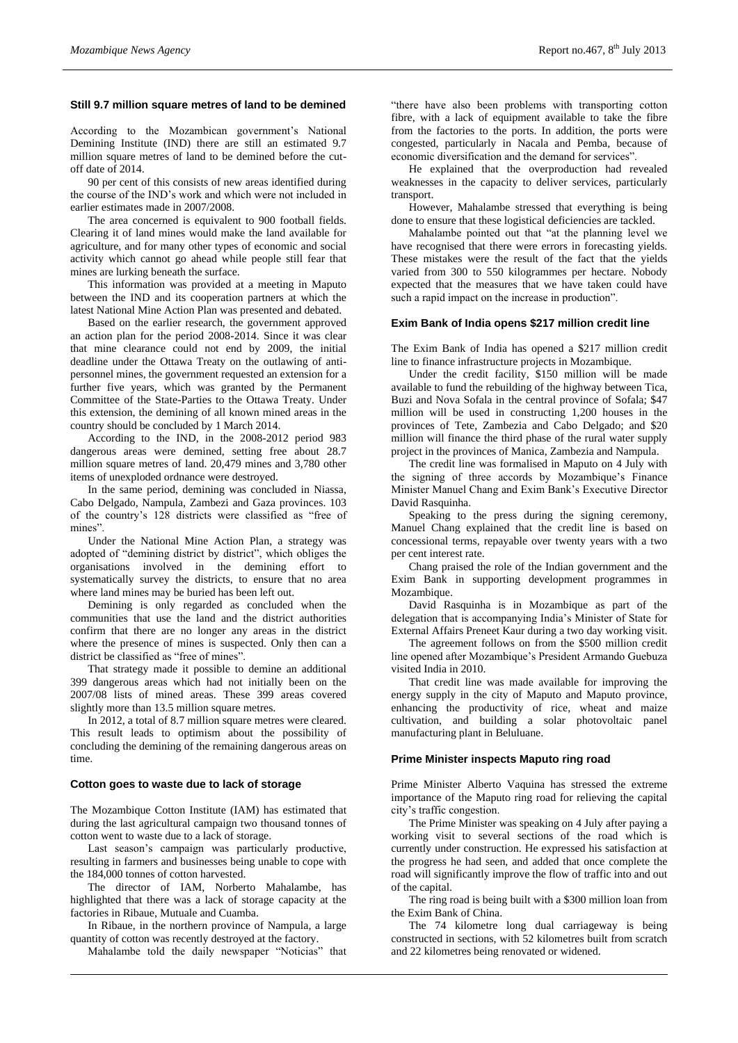## Still 9.7 million square metres of land to be demined

According to the Mozambican government's National Demining Institute (IND) there are still an estimated 9.7 million square metres of land to be demined before the cut-off date of 2014.

90 per cent of this consists of new areas identified during the course of the IND's work and which were not included in earlier estimates made in 2007/2008.

The area concerned is equivalent to 900 football fields. Clearing it of land mines would make the land available for agriculture, and for many other types of economic and social activity which cannot go ahead while people still fear that mines are lurking beneath the surface.

This information was provided at a meeting in Maputo between the IND and its cooperation partners at which the latest National Mine Action Plan was presented and debated.

Based on the earlier research, the government approved an action plan for the period 2008-2014. Since it was clear that mine clearance could not end by 2009, the initial deadline under the Ottawa Treaty on the outlawing of anti-personnel mines, the government requested an extension for a further five years, which was granted by the Permanent Committee of the State-Parties to the Ottawa Treaty. Under this extension, the demining of all known mined areas in the country should be concluded by 1 March 2014.

According to the IND, in the 2008-2012 period 983 dangerous areas were demined, setting free about 28.7 million square metres of land. 20,479 mines and 3,780 other items of unexploded ordnance were destroyed.

In the same period, demining was concluded in Niassa, Cabo Delgado, Nampula, Zambezi and Gaza provinces. 103 of the country's 128 districts were classified as "free of mines".

Under the National Mine Action Plan, a strategy was adopted of "demining district by district", which obliges the organisations involved in the demining effort to systematically survey the districts, to ensure that no area where land mines may be buried has been left out.

Demining is only regarded as concluded when the communities that use the land and the district authorities confirm that there are no longer any areas in the district where the presence of mines is suspected. Only then can a district be classified as "free of mines".

That strategy made it possible to demine an additional 399 dangerous areas which had not initially been on the 2007/08 lists of mined areas. These 399 areas covered slightly more than 13.5 million square metres.

In 2012, a total of 8.7 million square metres were cleared. This result leads to optimism about the possibility of concluding the demining of the remaining dangerous areas on time.

## Cotton goes to waste due to lack of storage

The Mozambique Cotton Institute (IAM) has estimated that during the last agricultural campaign two thousand tonnes of cotton went to waste due to a lack of storage.

Last season's campaign was particularly productive, resulting in farmers and businesses being unable to cope with the 184,000 tonnes of cotton harvested.

The director of IAM, Norberto Mahalambe, has highlighted that there was a lack of storage capacity at the factories in Ribaue, Mutuale and Cuamba.

In Ribaue, in the northern province of Nampula, a large quantity of cotton was recently destroyed at the factory.

Mahalambe told the daily newspaper "Noticias" that "there have also been problems with transporting cotton fibre, with a lack of equipment available to take the fibre from the factories to the ports. In addition, the ports were congested, particularly in Nacala and Pemba, because of economic diversification and the demand for services".

He explained that the overproduction had revealed weaknesses in the capacity to deliver services, particularly transport.

However, Mahalambe stressed that everything is being done to ensure that these logistical deficiencies are tackled.

Mahalambe pointed out that "at the planning level we have recognised that there were errors in forecasting yields. These mistakes were the result of the fact that the yields varied from 300 to 550 kilogrammes per hectare. Nobody expected that the measures that we have taken could have such a rapid impact on the increase in production".

## Exim Bank of India opens $217 million credit line

The Exim Bank of India has opened a $217 million credit line to finance infrastructure projects in Mozambique.

Under the credit facility, $150 million will be made available to fund the rebuilding of the highway between Tica, Buzi and Nova Sofala in the central province of Sofala; $47 million will be used in constructing 1,200 houses in the provinces of Tete, Zambezia and Cabo Delgado; and $20 million will finance the third phase of the rural water supply project in the provinces of Manica, Zambezia and Nampula.

The credit line was formalised in Maputo on 4 July with the signing of three accords by Mozambique's Finance Minister Manuel Chang and Exim Bank's Executive Director David Rasquinha.

Speaking to the press during the signing ceremony, Manuel Chang explained that the credit line is based on concessional terms, repayable over twenty years with a two per cent interest rate.

Chang praised the role of the Indian government and the Exim Bank in supporting development programmes in Mozambique.

David Rasquinha is in Mozambique as part of the delegation that is accompanying India's Minister of State for External Affairs Preneet Kaur during a two day working visit.

The agreement follows on from the $500 million credit line opened after Mozambique's President Armando Guebuza visited India in 2010.

That credit line was made available for improving the energy supply in the city of Maputo and Maputo province, enhancing the productivity of rice, wheat and maize cultivation, and building a solar photovoltaic panel manufacturing plant in Beluluane.

## Prime Minister inspects Maputo ring road

Prime Minister Alberto Vaquina has stressed the extreme importance of the Maputo ring road for relieving the capital city's traffic congestion.

The Prime Minister was speaking on 4 July after paying a working visit to several sections of the road which is currently under construction. He expressed his satisfaction at the progress he had seen, and added that once complete the road will significantly improve the flow of traffic into and out of the capital.

The ring road is being built with a $300 million loan from the Exim Bank of China.

The 74 kilometre long dual carriageway is being constructed in sections, with 52 kilometres built from scratch and 22 kilometres being renovated or widened.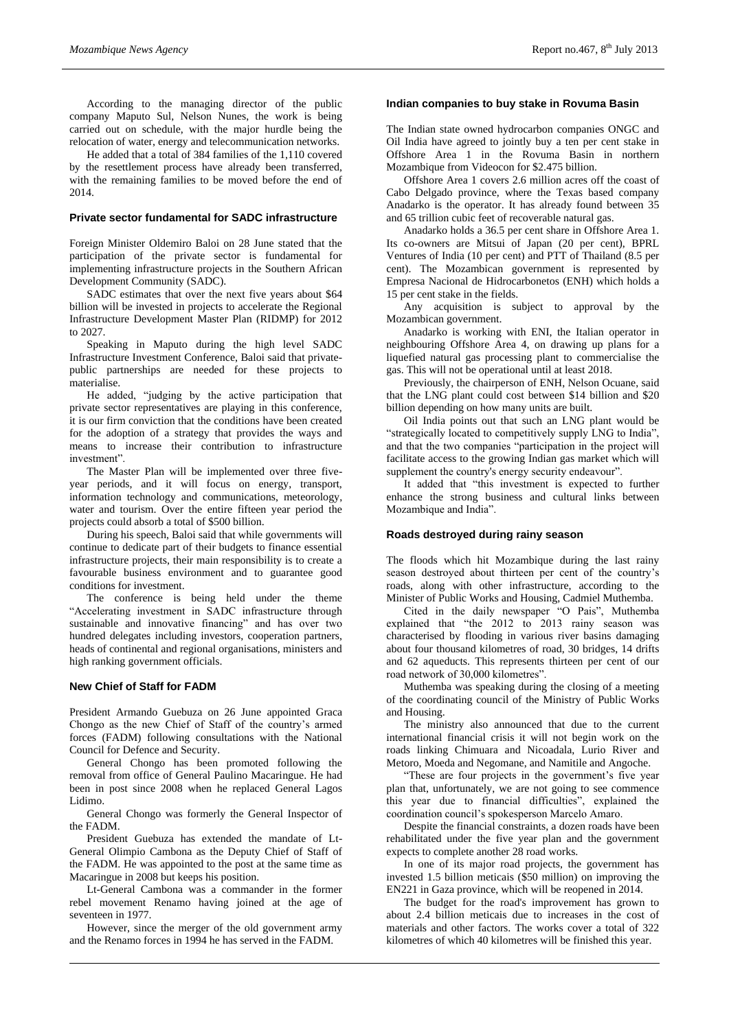According to the managing director of the public company Maputo Sul, Nelson Nunes, the work is being carried out on schedule, with the major hurdle being the relocation of water, energy and telecommunication networks.

He added that a total of 384 families of the 1,110 covered by the resettlement process have already been transferred, with the remaining families to be moved before the end of 2014.

### Private sector fundamental for SADC infrastructure

Foreign Minister Oldemiro Baloi on 28 June stated that the participation of the private sector is fundamental for implementing infrastructure projects in the Southern African Development Community (SADC).

SADC estimates that over the next five years about $64 billion will be invested in projects to accelerate the Regional Infrastructure Development Master Plan (RIDMP) for 2012 to 2027.

Speaking in Maputo during the high level SADC Infrastructure Investment Conference, Baloi said that private-public partnerships are needed for these projects to materialise.

He added, "judging by the active participation that private sector representatives are playing in this conference, it is our firm conviction that the conditions have been created for the adoption of a strategy that provides the ways and means to increase their contribution to infrastructure investment".

The Master Plan will be implemented over three five-year periods, and it will focus on energy, transport, information technology and communications, meteorology, water and tourism. Over the entire fifteen year period the projects could absorb a total of $500 billion.

During his speech, Baloi said that while governments will continue to dedicate part of their budgets to finance essential infrastructure projects, their main responsibility is to create a favourable business environment and to guarantee good conditions for investment.

The conference is being held under the theme "Accelerating investment in SADC infrastructure through sustainable and innovative financing" and has over two hundred delegates including investors, cooperation partners, heads of continental and regional organisations, ministers and high ranking government officials.

### New Chief of Staff for FADM

President Armando Guebuza on 26 June appointed Graca Chongo as the new Chief of Staff of the country's armed forces (FADM) following consultations with the National Council for Defence and Security.

General Chongo has been promoted following the removal from office of General Paulino Macaringue. He had been in post since 2008 when he replaced General Lagos Lidimo.

General Chongo was formerly the General Inspector of the FADM.

President Guebuza has extended the mandate of Lt-General Olimpio Cambona as the Deputy Chief of Staff of the FADM. He was appointed to the post at the same time as Macaringue in 2008 but keeps his position.

Lt-General Cambona was a commander in the former rebel movement Renamo having joined at the age of seventeen in 1977.

However, since the merger of the old government army and the Renamo forces in 1994 he has served in the FADM.

### Indian companies to buy stake in Rovuma Basin

The Indian state owned hydrocarbon companies ONGC and Oil India have agreed to jointly buy a ten per cent stake in Offshore Area 1 in the Rovuma Basin in northern Mozambique from Videocon for $2.475 billion.

Offshore Area 1 covers 2.6 million acres off the coast of Cabo Delgado province, where the Texas based company Anadarko is the operator. It has already found between 35 and 65 trillion cubic feet of recoverable natural gas.

Anadarko holds a 36.5 per cent share in Offshore Area 1. Its co-owners are Mitsui of Japan (20 per cent), BPRL Ventures of India (10 per cent) and PTT of Thailand (8.5 per cent). The Mozambican government is represented by Empresa Nacional de Hidrocarbonetos (ENH) which holds a 15 per cent stake in the fields.

Any acquisition is subject to approval by the Mozambican government.

Anadarko is working with ENI, the Italian operator in neighbouring Offshore Area 4, on drawing up plans for a liquefied natural gas processing plant to commercialise the gas. This will not be operational until at least 2018.

Previously, the chairperson of ENH, Nelson Ocuane, said that the LNG plant could cost between $14 billion and $20 billion depending on how many units are built.

Oil India points out that such an LNG plant would be "strategically located to competitively supply LNG to India", and that the two companies "participation in the project will facilitate access to the growing Indian gas market which will supplement the country's energy security endeavour".

It added that "this investment is expected to further enhance the strong business and cultural links between Mozambique and India".

### Roads destroyed during rainy season

The floods which hit Mozambique during the last rainy season destroyed about thirteen per cent of the country's roads, along with other infrastructure, according to the Minister of Public Works and Housing, Cadmiel Muthemba.

Cited in the daily newspaper "O Pais", Muthemba explained that "the 2012 to 2013 rainy season was characterised by flooding in various river basins damaging about four thousand kilometres of road, 30 bridges, 14 drifts and 62 aqueducts. This represents thirteen per cent of our road network of 30,000 kilometres".

Muthemba was speaking during the closing of a meeting of the coordinating council of the Ministry of Public Works and Housing.

The ministry also announced that due to the current international financial crisis it will not begin work on the roads linking Chimuara and Nicoadala, Lurio River and Metoro, Moeda and Negomane, and Namitile and Angoche.

"These are four projects in the government's five year plan that, unfortunately, we are not going to see commence this year due to financial difficulties", explained the coordination council's spokesperson Marcelo Amaro.

Despite the financial constraints, a dozen roads have been rehabilitated under the five year plan and the government expects to complete another 28 road works.

In one of its major road projects, the government has invested 1.5 billion meticais ($50 million) on improving the EN221 in Gaza province, which will be reopened in 2014.

The budget for the road's improvement has grown to about 2.4 billion meticais due to increases in the cost of materials and other factors. The works cover a total of 322 kilometres of which 40 kilometres will be finished this year.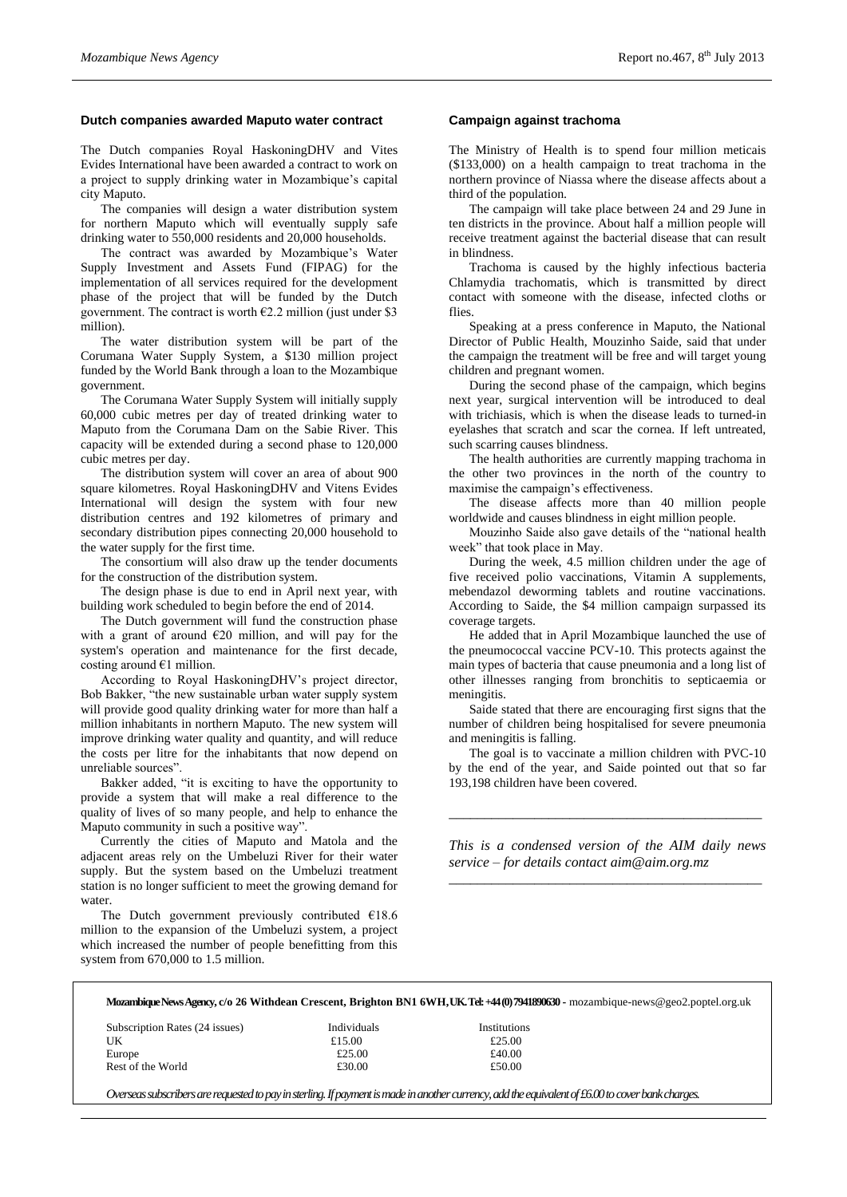## Dutch companies awarded Maputo water contract

The Dutch companies Royal HaskoningDHV and Vites Evides International have been awarded a contract to work on a project to supply drinking water in Mozambique's capital city Maputo.

The companies will design a water distribution system for northern Maputo which will eventually supply safe drinking water to 550,000 residents and 20,000 households.

The contract was awarded by Mozambique's Water Supply Investment and Assets Fund (FIPAG) for the implementation of all services required for the development phase of the project that will be funded by the Dutch government. The contract is worth €2.2 million (just under $3 million).

The water distribution system will be part of the Corumana Water Supply System, a $130 million project funded by the World Bank through a loan to the Mozambique government.

The Corumana Water Supply System will initially supply 60,000 cubic metres per day of treated drinking water to Maputo from the Corumana Dam on the Sabie River. This capacity will be extended during a second phase to 120,000 cubic metres per day.

The distribution system will cover an area of about 900 square kilometres. Royal HaskoningDHV and Vitens Evides International will design the system with four new distribution centres and 192 kilometres of primary and secondary distribution pipes connecting 20,000 household to the water supply for the first time.

The consortium will also draw up the tender documents for the construction of the distribution system.

The design phase is due to end in April next year, with building work scheduled to begin before the end of 2014.

The Dutch government will fund the construction phase with a grant of around €20 million, and will pay for the system's operation and maintenance for the first decade, costing around €1 million.

According to Royal HaskoningDHV's project director, Bob Bakker, "the new sustainable urban water supply system will provide good quality drinking water for more than half a million inhabitants in northern Maputo. The new system will improve drinking water quality and quantity, and will reduce the costs per litre for the inhabitants that now depend on unreliable sources".

Bakker added, "it is exciting to have the opportunity to provide a system that will make a real difference to the quality of lives of so many people, and help to enhance the Maputo community in such a positive way".

Currently the cities of Maputo and Matola and the adjacent areas rely on the Umbeluzi River for their water supply. But the system based on the Umbeluzi treatment station is no longer sufficient to meet the growing demand for water.

The Dutch government previously contributed €18.6 million to the expansion of the Umbeluzi system, a project which increased the number of people benefitting from this system from 670,000 to 1.5 million.

## Campaign against trachoma

The Ministry of Health is to spend four million meticais ($133,000) on a health campaign to treat trachoma in the northern province of Niassa where the disease affects about a third of the population.

The campaign will take place between 24 and 29 June in ten districts in the province. About half a million people will receive treatment against the bacterial disease that can result in blindness.

Trachoma is caused by the highly infectious bacteria Chlamydia trachomatis, which is transmitted by direct contact with someone with the disease, infected cloths or flies.

Speaking at a press conference in Maputo, the National Director of Public Health, Mouzinho Saide, said that under the campaign the treatment will be free and will target young children and pregnant women.

During the second phase of the campaign, which begins next year, surgical intervention will be introduced to deal with trichiasis, which is when the disease leads to turned-in eyelashes that scratch and scar the cornea. If left untreated, such scarring causes blindness.

The health authorities are currently mapping trachoma in the other two provinces in the north of the country to maximise the campaign's effectiveness.

The disease affects more than 40 million people worldwide and causes blindness in eight million people.

Mouzinho Saide also gave details of the "national health week" that took place in May.

During the week, 4.5 million children under the age of five received polio vaccinations, Vitamin A supplements, mebendazol deworming tablets and routine vaccinations. According to Saide, the $4 million campaign surpassed its coverage targets.

He added that in April Mozambique launched the use of the pneumococcal vaccine PCV-10. This protects against the main types of bacteria that cause pneumonia and a long list of other illnesses ranging from bronchitis to septicaemia or meningitis.

Saide stated that there are encouraging first signs that the number of children being hospitalised for severe pneumonia and meningitis is falling.

The goal is to vaccinate a million children with PVC-10 by the end of the year, and Saide pointed out that so far 193,198 children have been covered.

---

*This is a condensed version of the AIM daily news service – for details contact aim@aim.org.mz*

---

**Mozambique News Agency, c/o 26 Withdean Crescent, Brighton BN1 6WH, UK. Tel: +44 (0) 7941890630** - mozambique-news@geo2.poptel.org.uk

| Subscription Rates (24 issues) | Individuals | Institutions |
| --- | --- | --- |
| UK | £15.00 | £25.00 |
| Europe | £25.00 | £40.00 |
| Rest of the World | £30.00 | £50.00 |

*Overseas subscribers are requested to pay in sterling. If payment is made in another currency, add the equivalent of £6.00 to cover bank charges.*